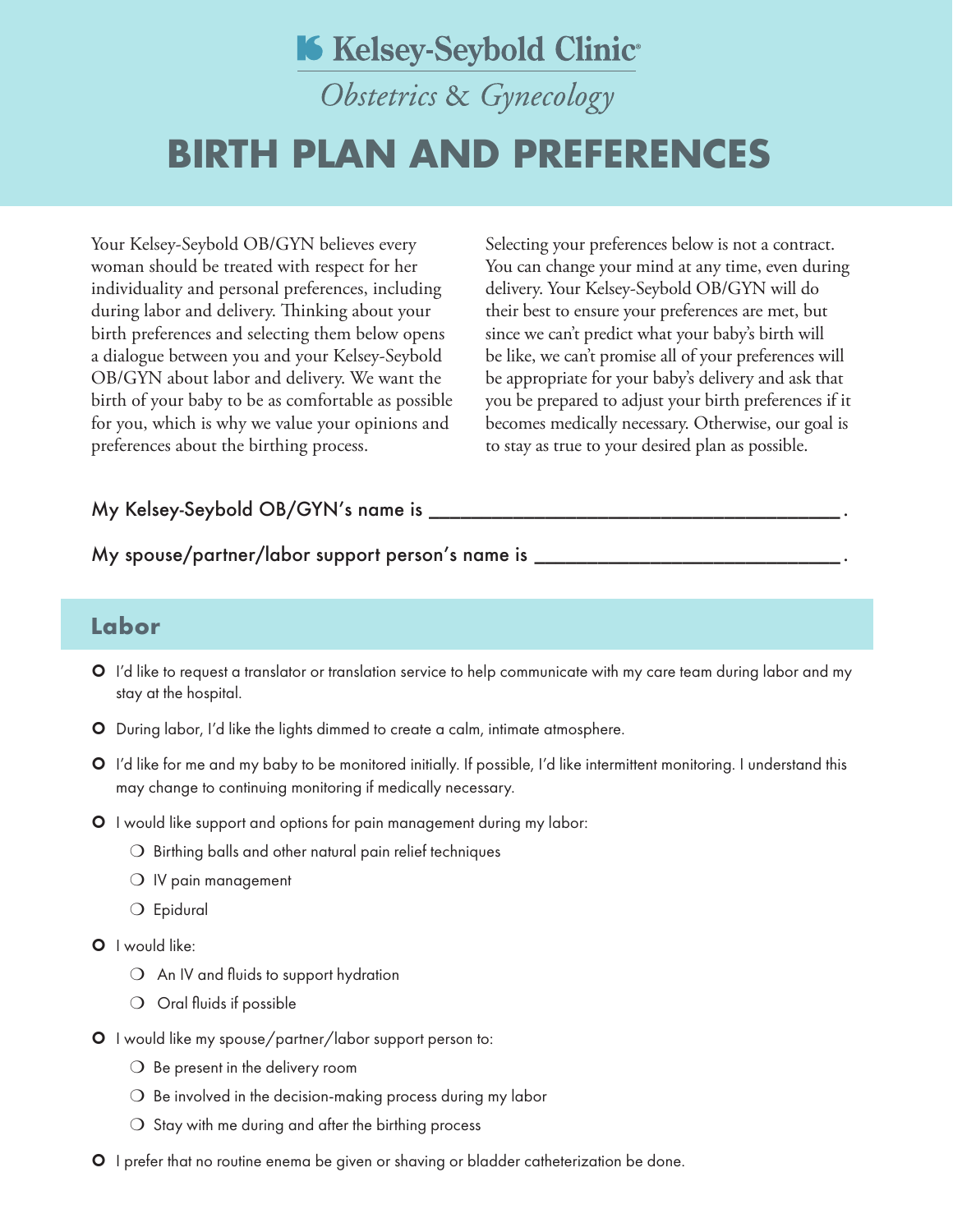Kelsey-Seybold Clinic®

*Obstetrics & Gynecology*

# BIRTH PLAN AND PREFERENCES

Your Kelsey-Seybold OB/GYN believes every woman should be treated with respect for her individuality and personal preferences, including during labor and delivery. Thinking about your birth preferences and selecting them below opens a dialogue between you and your Kelsey-Seybold OB/GYN about labor and delivery. We want the birth of your baby to be as comfortable as possible for you, which is why we value your opinions and preferences about the birthing process.

Selecting your preferences below is not a contract. You can change your mind at any time, even during delivery. Your Kelsey-Seybold OB/GYN will do their best to ensure your preferences are met, but since we can't predict what your baby's birth will be like, we can't promise all of your preferences will be appropriate for your baby's delivery and ask that you be prepared to adjust your birth preferences if it becomes medically necessary. Otherwise, our goal is to stay as true to your desired plan as possible.

My Kelsey-Seybold OB/GYN's name is ________________________________________.

My spouse/partner/labor support person's name is ______________________________.

## Labor

- ○ I'd like to request a translator or translation service to help communicate with my care team during labor and my stay at the hospital.
- ○ During labor, I'd like the lights dimmed to create a calm, intimate atmosphere.
- ○ I'd like for me and my baby to be monitored initially. If possible, I'd like intermittent monitoring. I understand this may change to continuing monitoring if medically necessary.
- ○ I would like support and options for pain management during my labor:
  - ○ Birthing balls and other natural pain relief techniques
  - ○ IV pain management
  - ○ Epidural
- ○ I would like:
  - ○ An IV and fluids to support hydration
  - ○ Oral fluids if possible
- ○ I would like my spouse/partner/labor support person to:
  - ○ Be present in the delivery room
  - ○ Be involved in the decision-making process during my labor
  - ○ Stay with me during and after the birthing process
- ○ I prefer that no routine enema be given or shaving or bladder catheterization be done.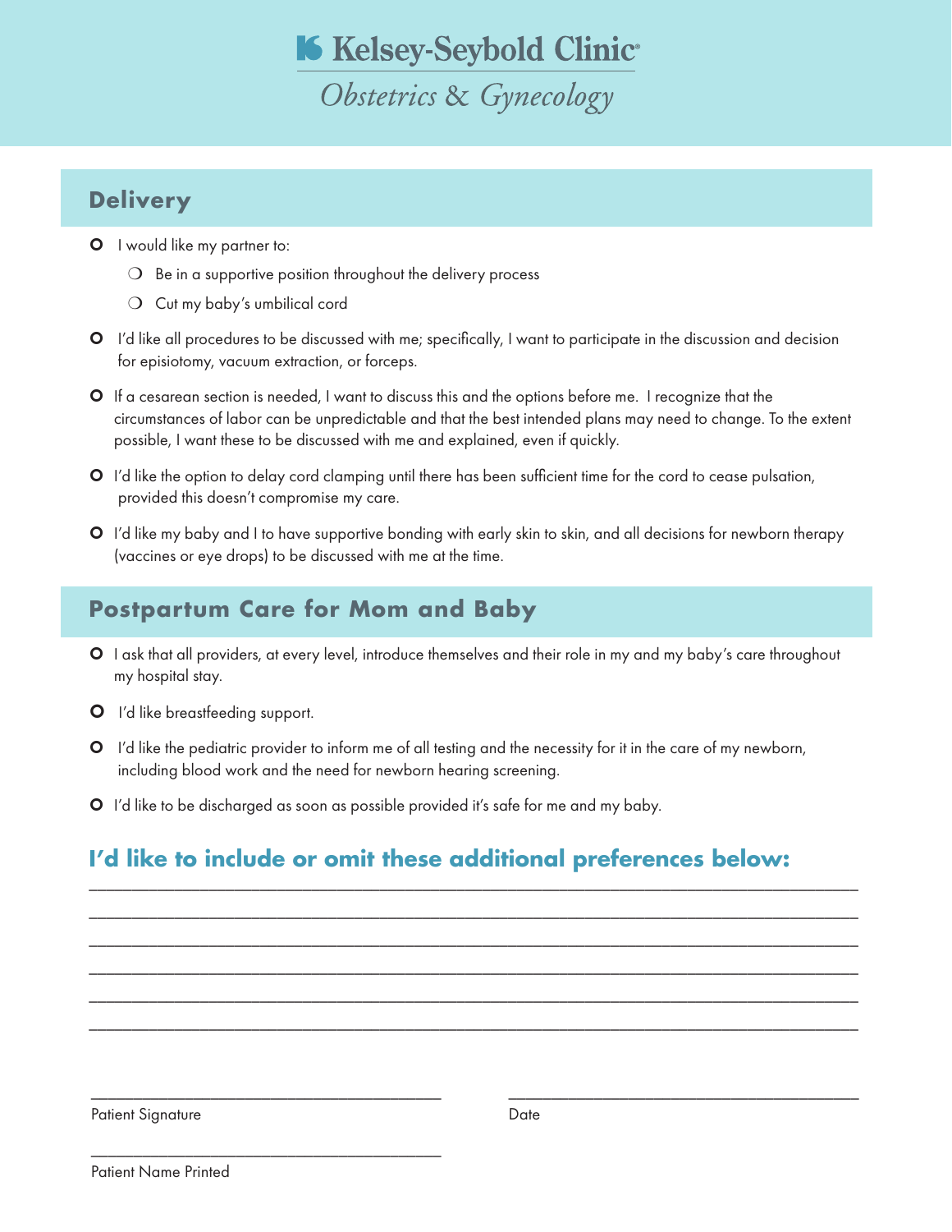# Kelsey-Seybold Clinic

*Obstetrics & Gynecology*

## Delivery

- I would like my partner to:
  - Be in a supportive position throughout the delivery process
  - Cut my baby's umbilical cord
- I'd like all procedures to be discussed with me; specifically, I want to participate in the discussion and decision for episiotomy, vacuum extraction, or forceps.
- If a cesarean section is needed, I want to discuss this and the options before me. I recognize that the circumstances of labor can be unpredictable and that the best intended plans may need to change. To the extent possible, I want these to be discussed with me and explained, even if quickly.
- I'd like the option to delay cord clamping until there has been sufficient time for the cord to cease pulsation, provided this doesn't compromise my care.
- I'd like my baby and I to have supportive bonding with early skin to skin, and all decisions for newborn therapy (vaccines or eye drops) to be discussed with me at the time.

## Postpartum Care for Mom and Baby

- I ask that all providers, at every level, introduce themselves and their role in my and my baby's care throughout my hospital stay.
- I'd like breastfeeding support.
- I'd like the pediatric provider to inform me of all testing and the necessity for it in the care of my newborn, including blood work and the need for newborn hearing screening.
- I'd like to be discharged as soon as possible provided it's safe for me and my baby.

## I'd like to include or omit these additional preferences below:

______________________________________________________________________________

______________________________________________________________________________

______________________________________________________________________________

______________________________________________________________________________

______________________________________________________________________________

______________________________________________________________________________

______________________________________ ______________________________________

Patient Signature Date

______________________________________

Patient Name Printed